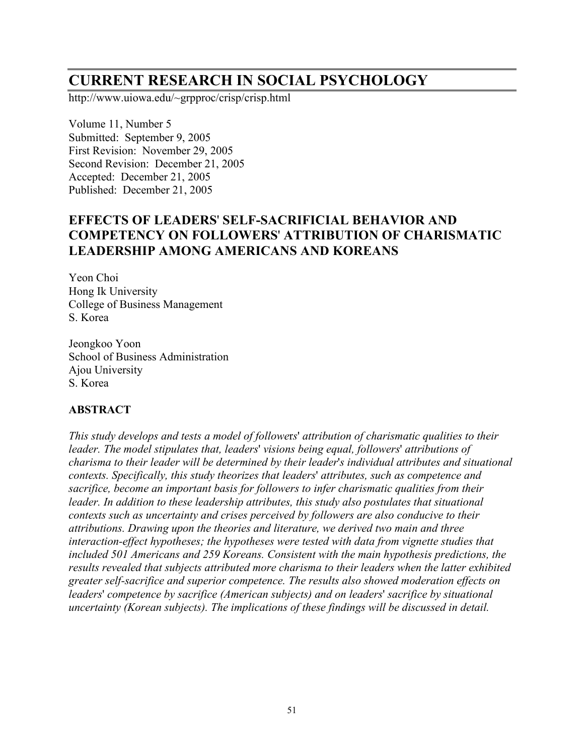# CURRENT RESEARCH IN SOCIAL PSYCHOLOGY

http://www.uiowa.edu/~grpproc/crisp/crisp.html

Volume 11, Number 5
Submitted: September 9, 2005
First Revision: November 29, 2005
Second Revision: December 21, 2005
Accepted: December 21, 2005
Published: December 21, 2005

## EFFECTS OF LEADERS' SELF-SACRIFICIAL BEHAVIOR AND COMPETENCY ON FOLLOWERS' ATTRIBUTION OF CHARISMATIC LEADERSHIP AMONG AMERICANS AND KOREANS

Yeon Choi
Hong Ik University
College of Business Management
S. Korea

Jeongkoo Yoon
School of Business Administration
Ajou University
S. Korea

### ABSTRACT

*This study develops and tests a model of followers' attribution of charismatic qualities to their leader. The model stipulates that, leaders' visions being equal, followers' attributions of charisma to their leader will be determined by their leader's individual attributes and situational contexts. Specifically, this study theorizes that leaders' attributes, such as competence and sacrifice, become an important basis for followers to infer charismatic qualities from their leader. In addition to these leadership attributes, this study also postulates that situational contexts such as uncertainty and crises perceived by followers are also conducive to their attributions. Drawing upon the theories and literature, we derived two main and three interaction-effect hypotheses; the hypotheses were tested with data from vignette studies that included 501 Americans and 259 Koreans. Consistent with the main hypothesis predictions, the results revealed that subjects attributed more charisma to their leaders when the latter exhibited greater self-sacrifice and superior competence. The results also showed moderation effects on leaders' competence by sacrifice (American subjects) and on leaders' sacrifice by situational uncertainty (Korean subjects). The implications of these findings will be discussed in detail.*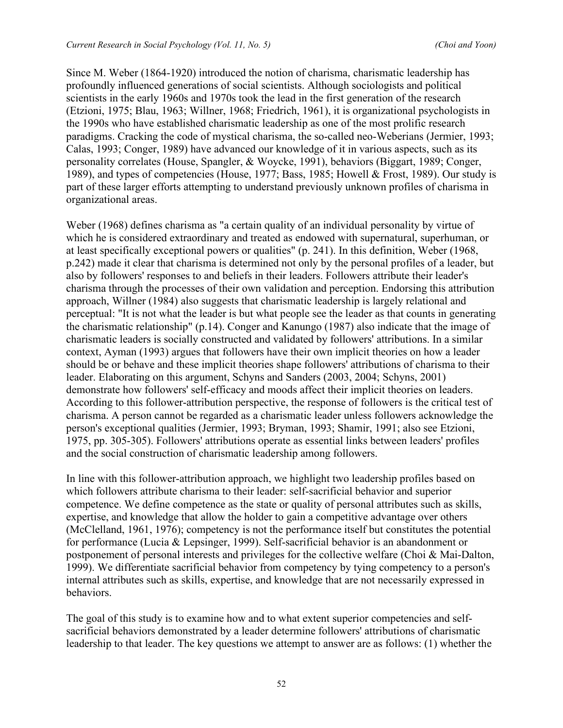Since M. Weber (1864-1920) introduced the notion of charisma, charismatic leadership has profoundly influenced generations of social scientists. Although sociologists and political scientists in the early 1960s and 1970s took the lead in the first generation of the research (Etzioni, 1975; Blau, 1963; Willner, 1968; Friedrich, 1961), it is organizational psychologists in the 1990s who have established charismatic leadership as one of the most prolific research paradigms. Cracking the code of mystical charisma, the so-called neo-Weberians (Jermier, 1993; Calas, 1993; Conger, 1989) have advanced our knowledge of it in various aspects, such as its personality correlates (House, Spangler, & Woycke, 1991), behaviors (Biggart, 1989; Conger, 1989), and types of competencies (House, 1977; Bass, 1985; Howell & Frost, 1989). Our study is part of these larger efforts attempting to understand previously unknown profiles of charisma in organizational areas.

Weber (1968) defines charisma as "a certain quality of an individual personality by virtue of which he is considered extraordinary and treated as endowed with supernatural, superhuman, or at least specifically exceptional powers or qualities" (p. 241). In this definition, Weber (1968, p.242) made it clear that charisma is determined not only by the personal profiles of a leader, but also by followers' responses to and beliefs in their leaders. Followers attribute their leader's charisma through the processes of their own validation and perception. Endorsing this attribution approach, Willner (1984) also suggests that charismatic leadership is largely relational and perceptual: "It is not what the leader is but what people see the leader as that counts in generating the charismatic relationship" (p.14). Conger and Kanungo (1987) also indicate that the image of charismatic leaders is socially constructed and validated by followers' attributions. In a similar context, Ayman (1993) argues that followers have their own implicit theories on how a leader should be or behave and these implicit theories shape followers' attributions of charisma to their leader. Elaborating on this argument, Schyns and Sanders (2003, 2004; Schyns, 2001) demonstrate how followers' self-efficacy and moods affect their implicit theories on leaders. According to this follower-attribution perspective, the response of followers is the critical test of charisma. A person cannot be regarded as a charismatic leader unless followers acknowledge the person's exceptional qualities (Jermier, 1993; Bryman, 1993; Shamir, 1991; also see Etzioni, 1975, pp. 305-305). Followers' attributions operate as essential links between leaders' profiles and the social construction of charismatic leadership among followers.

In line with this follower-attribution approach, we highlight two leadership profiles based on which followers attribute charisma to their leader: self-sacrificial behavior and superior competence. We define competence as the state or quality of personal attributes such as skills, expertise, and knowledge that allow the holder to gain a competitive advantage over others (McClelland, 1961, 1976); competency is not the performance itself but constitutes the potential for performance (Lucia & Lepsinger, 1999). Self-sacrificial behavior is an abandonment or postponement of personal interests and privileges for the collective welfare (Choi & Mai-Dalton, 1999). We differentiate sacrificial behavior from competency by tying competency to a person's internal attributes such as skills, expertise, and knowledge that are not necessarily expressed in behaviors.

The goal of this study is to examine how and to what extent superior competencies and self-sacrificial behaviors demonstrated by a leader determine followers' attributions of charismatic leadership to that leader. The key questions we attempt to answer are as follows: (1) whether the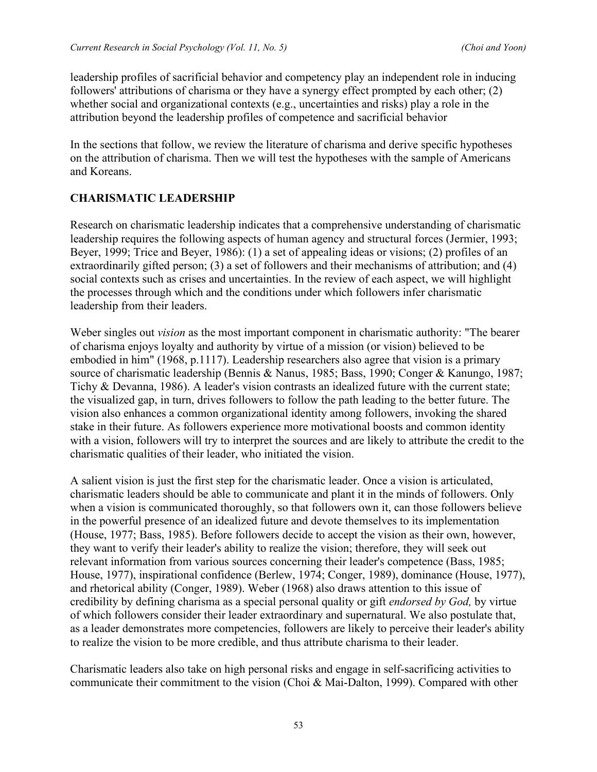leadership profiles of sacrificial behavior and competency play an independent role in inducing followers' attributions of charisma or they have a synergy effect prompted by each other; (2) whether social and organizational contexts (e.g., uncertainties and risks) play a role in the attribution beyond the leadership profiles of competence and sacrificial behavior

In the sections that follow, we review the literature of charisma and derive specific hypotheses on the attribution of charisma. Then we will test the hypotheses with the sample of Americans and Koreans.

## CHARISMATIC LEADERSHIP

Research on charismatic leadership indicates that a comprehensive understanding of charismatic leadership requires the following aspects of human agency and structural forces (Jermier, 1993; Beyer, 1999; Trice and Beyer, 1986): (1) a set of appealing ideas or visions; (2) profiles of an extraordinarily gifted person; (3) a set of followers and their mechanisms of attribution; and (4) social contexts such as crises and uncertainties. In the review of each aspect, we will highlight the processes through which and the conditions under which followers infer charismatic leadership from their leaders.

Weber singles out *vision* as the most important component in charismatic authority: "The bearer of charisma enjoys loyalty and authority by virtue of a mission (or vision) believed to be embodied in him" (1968, p.1117). Leadership researchers also agree that vision is a primary source of charismatic leadership (Bennis & Nanus, 1985; Bass, 1990; Conger & Kanungo, 1987; Tichy & Devanna, 1986). A leader's vision contrasts an idealized future with the current state; the visualized gap, in turn, drives followers to follow the path leading to the better future. The vision also enhances a common organizational identity among followers, invoking the shared stake in their future. As followers experience more motivational boosts and common identity with a vision, followers will try to interpret the sources and are likely to attribute the credit to the charismatic qualities of their leader, who initiated the vision.

A salient vision is just the first step for the charismatic leader. Once a vision is articulated, charismatic leaders should be able to communicate and plant it in the minds of followers. Only when a vision is communicated thoroughly, so that followers own it, can those followers believe in the powerful presence of an idealized future and devote themselves to its implementation (House, 1977; Bass, 1985). Before followers decide to accept the vision as their own, however, they want to verify their leader's ability to realize the vision; therefore, they will seek out relevant information from various sources concerning their leader's competence (Bass, 1985; House, 1977), inspirational confidence (Berlew, 1974; Conger, 1989), dominance (House, 1977), and rhetorical ability (Conger, 1989). Weber (1968) also draws attention to this issue of credibility by defining charisma as a special personal quality or gift *endorsed by God,* by virtue of which followers consider their leader extraordinary and supernatural. We also postulate that, as a leader demonstrates more competencies, followers are likely to perceive their leader's ability to realize the vision to be more credible, and thus attribute charisma to their leader.

Charismatic leaders also take on high personal risks and engage in self-sacrificing activities to communicate their commitment to the vision (Choi & Mai-Dalton, 1999). Compared with other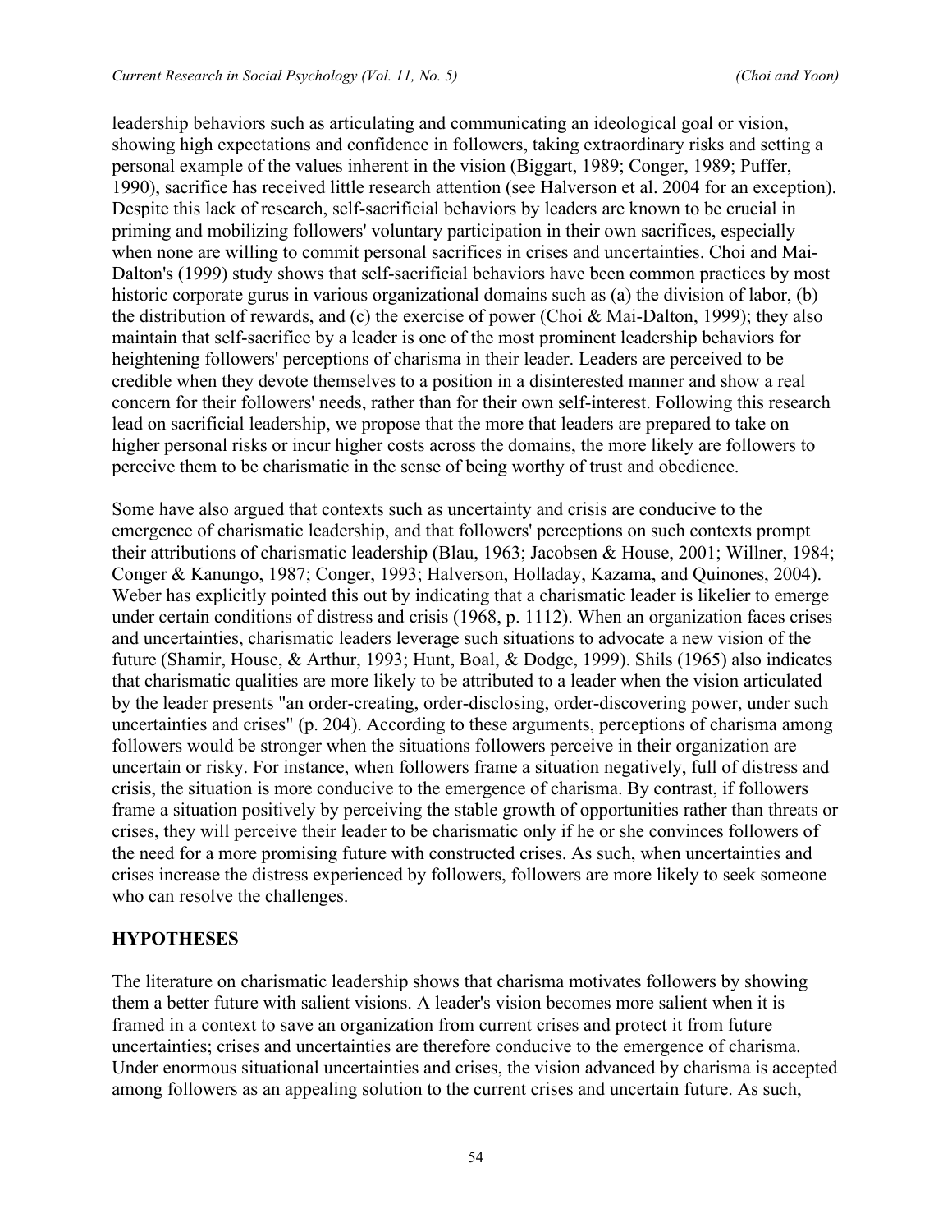leadership behaviors such as articulating and communicating an ideological goal or vision, showing high expectations and confidence in followers, taking extraordinary risks and setting a personal example of the values inherent in the vision (Biggart, 1989; Conger, 1989; Puffer, 1990), sacrifice has received little research attention (see Halverson et al. 2004 for an exception). Despite this lack of research, self-sacrificial behaviors by leaders are known to be crucial in priming and mobilizing followers' voluntary participation in their own sacrifices, especially when none are willing to commit personal sacrifices in crises and uncertainties. Choi and Mai-Dalton's (1999) study shows that self-sacrificial behaviors have been common practices by most historic corporate gurus in various organizational domains such as (a) the division of labor, (b) the distribution of rewards, and (c) the exercise of power (Choi & Mai-Dalton, 1999); they also maintain that self-sacrifice by a leader is one of the most prominent leadership behaviors for heightening followers' perceptions of charisma in their leader. Leaders are perceived to be credible when they devote themselves to a position in a disinterested manner and show a real concern for their followers' needs, rather than for their own self-interest. Following this research lead on sacrificial leadership, we propose that the more that leaders are prepared to take on higher personal risks or incur higher costs across the domains, the more likely are followers to perceive them to be charismatic in the sense of being worthy of trust and obedience.

Some have also argued that contexts such as uncertainty and crisis are conducive to the emergence of charismatic leadership, and that followers' perceptions on such contexts prompt their attributions of charismatic leadership (Blau, 1963; Jacobsen & House, 2001; Willner, 1984; Conger & Kanungo, 1987; Conger, 1993; Halverson, Holladay, Kazama, and Quinones, 2004). Weber has explicitly pointed this out by indicating that a charismatic leader is likelier to emerge under certain conditions of distress and crisis (1968, p. 1112). When an organization faces crises and uncertainties, charismatic leaders leverage such situations to advocate a new vision of the future (Shamir, House, & Arthur, 1993; Hunt, Boal, & Dodge, 1999). Shils (1965) also indicates that charismatic qualities are more likely to be attributed to a leader when the vision articulated by the leader presents "an order-creating, order-disclosing, order-discovering power, under such uncertainties and crises" (p. 204). According to these arguments, perceptions of charisma among followers would be stronger when the situations followers perceive in their organization are uncertain or risky. For instance, when followers frame a situation negatively, full of distress and crisis, the situation is more conducive to the emergence of charisma. By contrast, if followers frame a situation positively by perceiving the stable growth of opportunities rather than threats or crises, they will perceive their leader to be charismatic only if he or she convinces followers of the need for a more promising future with constructed crises. As such, when uncertainties and crises increase the distress experienced by followers, followers are more likely to seek someone who can resolve the challenges.

## HYPOTHESES

The literature on charismatic leadership shows that charisma motivates followers by showing them a better future with salient visions. A leader's vision becomes more salient when it is framed in a context to save an organization from current crises and protect it from future uncertainties; crises and uncertainties are therefore conducive to the emergence of charisma. Under enormous situational uncertainties and crises, the vision advanced by charisma is accepted among followers as an appealing solution to the current crises and uncertain future. As such,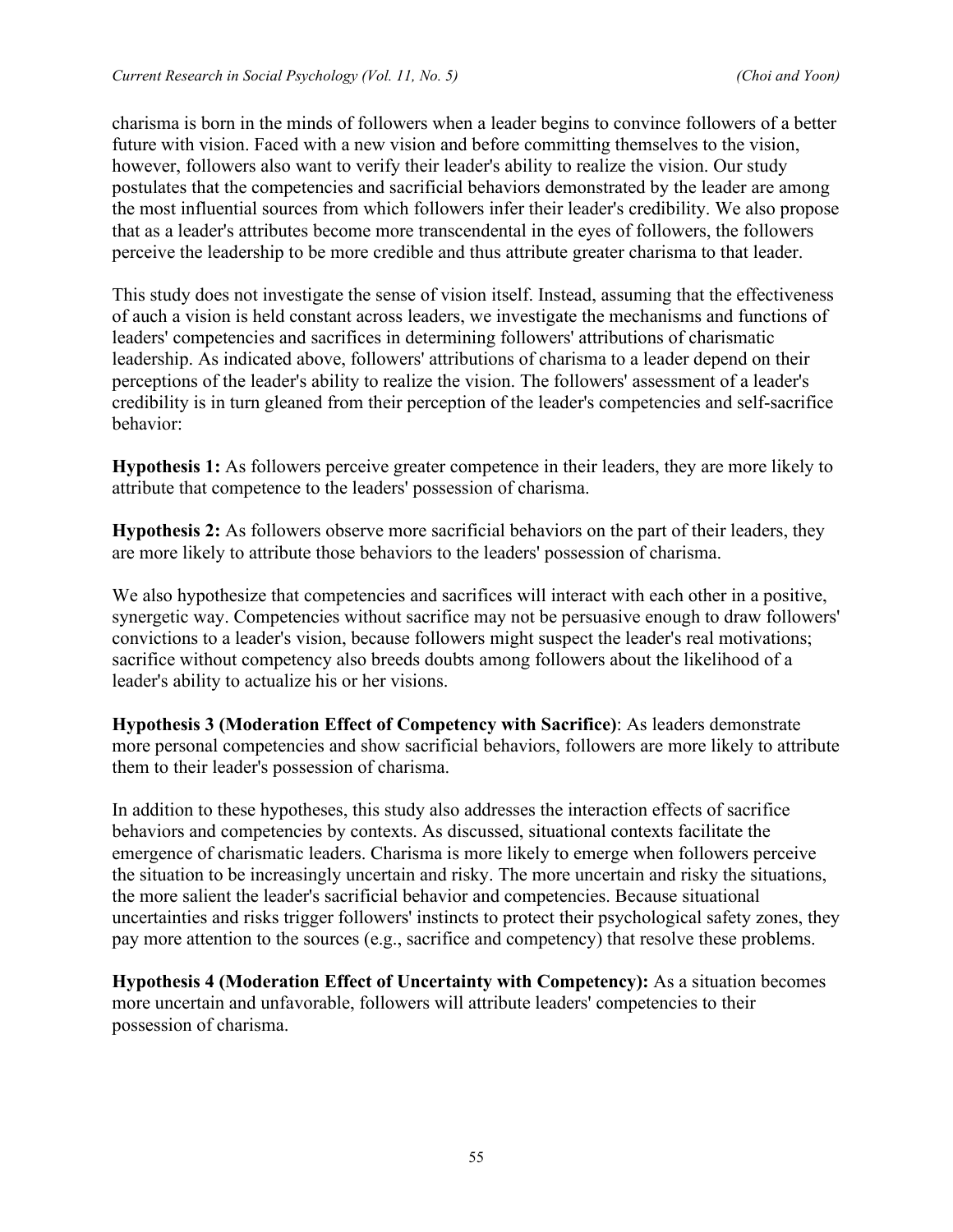charisma is born in the minds of followers when a leader begins to convince followers of a better future with vision. Faced with a new vision and before committing themselves to the vision, however, followers also want to verify their leader's ability to realize the vision. Our study postulates that the competencies and sacrificial behaviors demonstrated by the leader are among the most influential sources from which followers infer their leader's credibility. We also propose that as a leader's attributes become more transcendental in the eyes of followers, the followers perceive the leadership to be more credible and thus attribute greater charisma to that leader.

This study does not investigate the sense of vision itself. Instead, assuming that the effectiveness of auch a vision is held constant across leaders, we investigate the mechanisms and functions of leaders' competencies and sacrifices in determining followers' attributions of charismatic leadership. As indicated above, followers' attributions of charisma to a leader depend on their perceptions of the leader's ability to realize the vision. The followers' assessment of a leader's credibility is in turn gleaned from their perception of the leader's competencies and self-sacrifice behavior:

**Hypothesis 1:** As followers perceive greater competence in their leaders, they are more likely to attribute that competence to the leaders' possession of charisma.

**Hypothesis 2:** As followers observe more sacrificial behaviors on the part of their leaders, they are more likely to attribute those behaviors to the leaders' possession of charisma.

We also hypothesize that competencies and sacrifices will interact with each other in a positive, synergetic way. Competencies without sacrifice may not be persuasive enough to draw followers' convictions to a leader's vision, because followers might suspect the leader's real motivations; sacrifice without competency also breeds doubts among followers about the likelihood of a leader's ability to actualize his or her visions.

**Hypothesis 3 (Moderation Effect of Competency with Sacrifice)**: As leaders demonstrate more personal competencies and show sacrificial behaviors, followers are more likely to attribute them to their leader's possession of charisma.

In addition to these hypotheses, this study also addresses the interaction effects of sacrifice behaviors and competencies by contexts. As discussed, situational contexts facilitate the emergence of charismatic leaders. Charisma is more likely to emerge when followers perceive the situation to be increasingly uncertain and risky. The more uncertain and risky the situations, the more salient the leader's sacrificial behavior and competencies. Because situational uncertainties and risks trigger followers' instincts to protect their psychological safety zones, they pay more attention to the sources (e.g., sacrifice and competency) that resolve these problems.

**Hypothesis 4 (Moderation Effect of Uncertainty with Competency):** As a situation becomes more uncertain and unfavorable, followers will attribute leaders' competencies to their possession of charisma.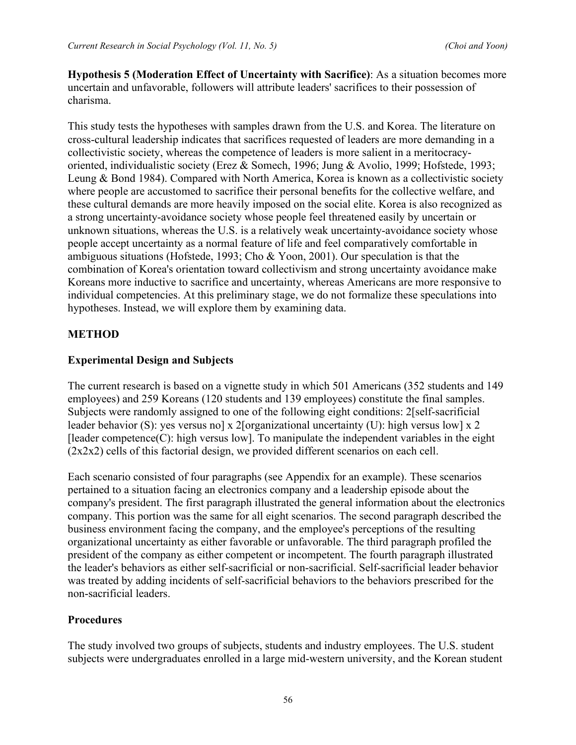**Hypothesis 5 (Moderation Effect of Uncertainty with Sacrifice)**: As a situation becomes more uncertain and unfavorable, followers will attribute leaders' sacrifices to their possession of charisma.

This study tests the hypotheses with samples drawn from the U.S. and Korea. The literature on cross-cultural leadership indicates that sacrifices requested of leaders are more demanding in a collectivistic society, whereas the competence of leaders is more salient in a meritocracy-oriented, individualistic society (Erez & Somech, 1996; Jung & Avolio, 1999; Hofstede, 1993; Leung & Bond 1984). Compared with North America, Korea is known as a collectivistic society where people are accustomed to sacrifice their personal benefits for the collective welfare, and these cultural demands are more heavily imposed on the social elite. Korea is also recognized as a strong uncertainty-avoidance society whose people feel threatened easily by uncertain or unknown situations, whereas the U.S. is a relatively weak uncertainty-avoidance society whose people accept uncertainty as a normal feature of life and feel comparatively comfortable in ambiguous situations (Hofstede, 1993; Cho & Yoon, 2001). Our speculation is that the combination of Korea's orientation toward collectivism and strong uncertainty avoidance make Koreans more inductive to sacrifice and uncertainty, whereas Americans are more responsive to individual competencies. At this preliminary stage, we do not formalize these speculations into hypotheses. Instead, we will explore them by examining data.

## METHOD

### Experimental Design and Subjects

The current research is based on a vignette study in which 501 Americans (352 students and 149 employees) and 259 Koreans (120 students and 139 employees) constitute the final samples. Subjects were randomly assigned to one of the following eight conditions: 2[self-sacrificial leader behavior (S): yes versus no] x 2[organizational uncertainty (U): high versus low] x 2 [leader competence(C): high versus low]. To manipulate the independent variables in the eight (2x2x2) cells of this factorial design, we provided different scenarios on each cell.

Each scenario consisted of four paragraphs (see Appendix for an example). These scenarios pertained to a situation facing an electronics company and a leadership episode about the company's president. The first paragraph illustrated the general information about the electronics company. This portion was the same for all eight scenarios. The second paragraph described the business environment facing the company, and the employee's perceptions of the resulting organizational uncertainty as either favorable or unfavorable. The third paragraph profiled the president of the company as either competent or incompetent. The fourth paragraph illustrated the leader's behaviors as either self-sacrificial or non-sacrificial. Self-sacrificial leader behavior was treated by adding incidents of self-sacrificial behaviors to the behaviors prescribed for the non-sacrificial leaders.

### Procedures

The study involved two groups of subjects, students and industry employees. The U.S. student subjects were undergraduates enrolled in a large mid-western university, and the Korean student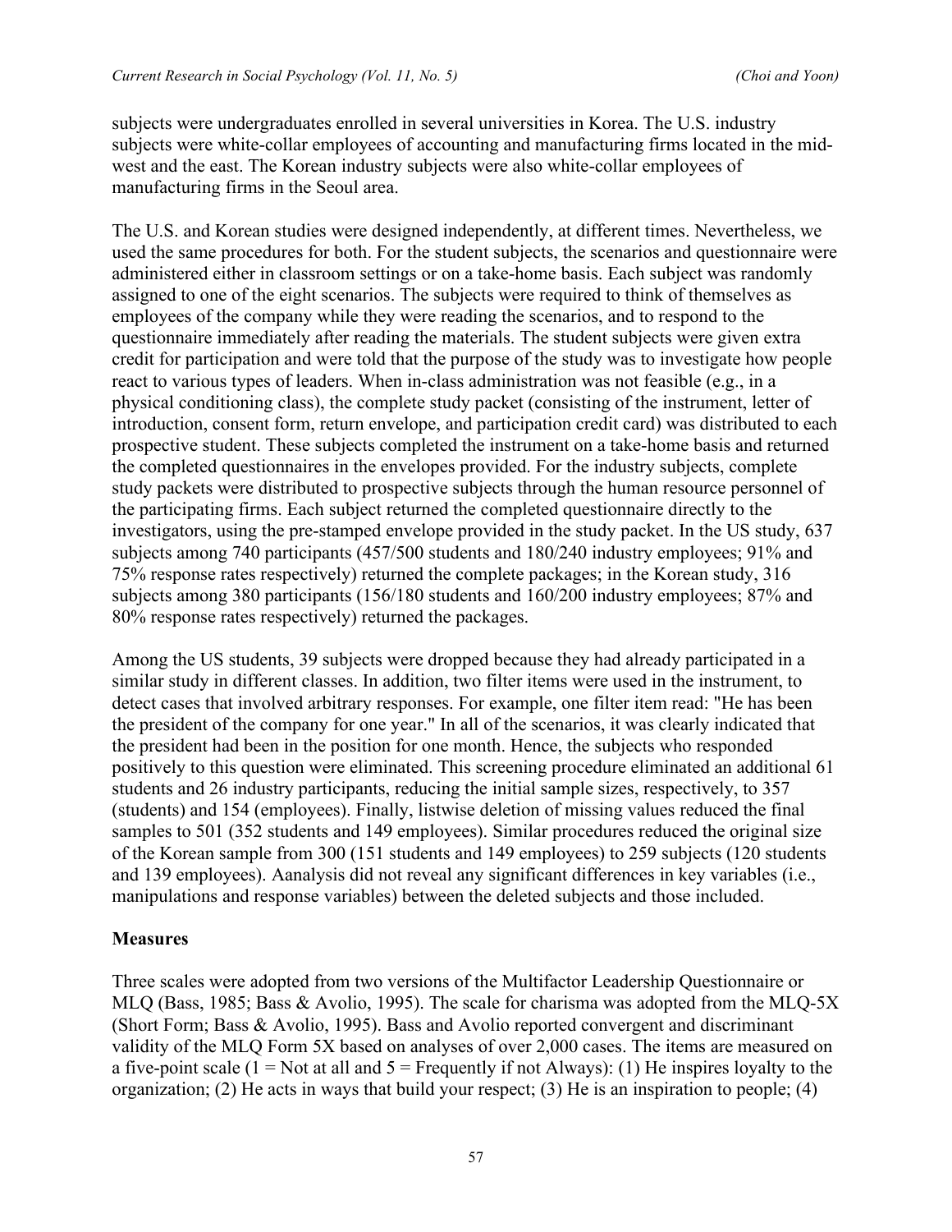subjects were undergraduates enrolled in several universities in Korea. The U.S. industry subjects were white-collar employees of accounting and manufacturing firms located in the mid-west and the east. The Korean industry subjects were also white-collar employees of manufacturing firms in the Seoul area.

The U.S. and Korean studies were designed independently, at different times. Nevertheless, we used the same procedures for both. For the student subjects, the scenarios and questionnaire were administered either in classroom settings or on a take-home basis. Each subject was randomly assigned to one of the eight scenarios. The subjects were required to think of themselves as employees of the company while they were reading the scenarios, and to respond to the questionnaire immediately after reading the materials. The student subjects were given extra credit for participation and were told that the purpose of the study was to investigate how people react to various types of leaders. When in-class administration was not feasible (e.g., in a physical conditioning class), the complete study packet (consisting of the instrument, letter of introduction, consent form, return envelope, and participation credit card) was distributed to each prospective student. These subjects completed the instrument on a take-home basis and returned the completed questionnaires in the envelopes provided. For the industry subjects, complete study packets were distributed to prospective subjects through the human resource personnel of the participating firms. Each subject returned the completed questionnaire directly to the investigators, using the pre-stamped envelope provided in the study packet. In the US study, 637 subjects among 740 participants (457/500 students and 180/240 industry employees; 91% and 75% response rates respectively) returned the complete packages; in the Korean study, 316 subjects among 380 participants (156/180 students and 160/200 industry employees; 87% and 80% response rates respectively) returned the packages.

Among the US students, 39 subjects were dropped because they had already participated in a similar study in different classes. In addition, two filter items were used in the instrument, to detect cases that involved arbitrary responses. For example, one filter item read: "He has been the president of the company for one year." In all of the scenarios, it was clearly indicated that the president had been in the position for one month. Hence, the subjects who responded positively to this question were eliminated. This screening procedure eliminated an additional 61 students and 26 industry participants, reducing the initial sample sizes, respectively, to 357 (students) and 154 (employees). Finally, listwise deletion of missing values reduced the final samples to 501 (352 students and 149 employees). Similar procedures reduced the original size of the Korean sample from 300 (151 students and 149 employees) to 259 subjects (120 students and 139 employees). Aanalysis did not reveal any significant differences in key variables (i.e., manipulations and response variables) between the deleted subjects and those included.

### Measures

Three scales were adopted from two versions of the Multifactor Leadership Questionnaire or MLQ (Bass, 1985; Bass & Avolio, 1995). The scale for charisma was adopted from the MLQ-5X (Short Form; Bass & Avolio, 1995). Bass and Avolio reported convergent and discriminant validity of the MLQ Form 5X based on analyses of over 2,000 cases. The items are measured on a five-point scale (1 = Not at all and 5 = Frequently if not Always): (1) He inspires loyalty to the organization; (2) He acts in ways that build your respect; (3) He is an inspiration to people; (4)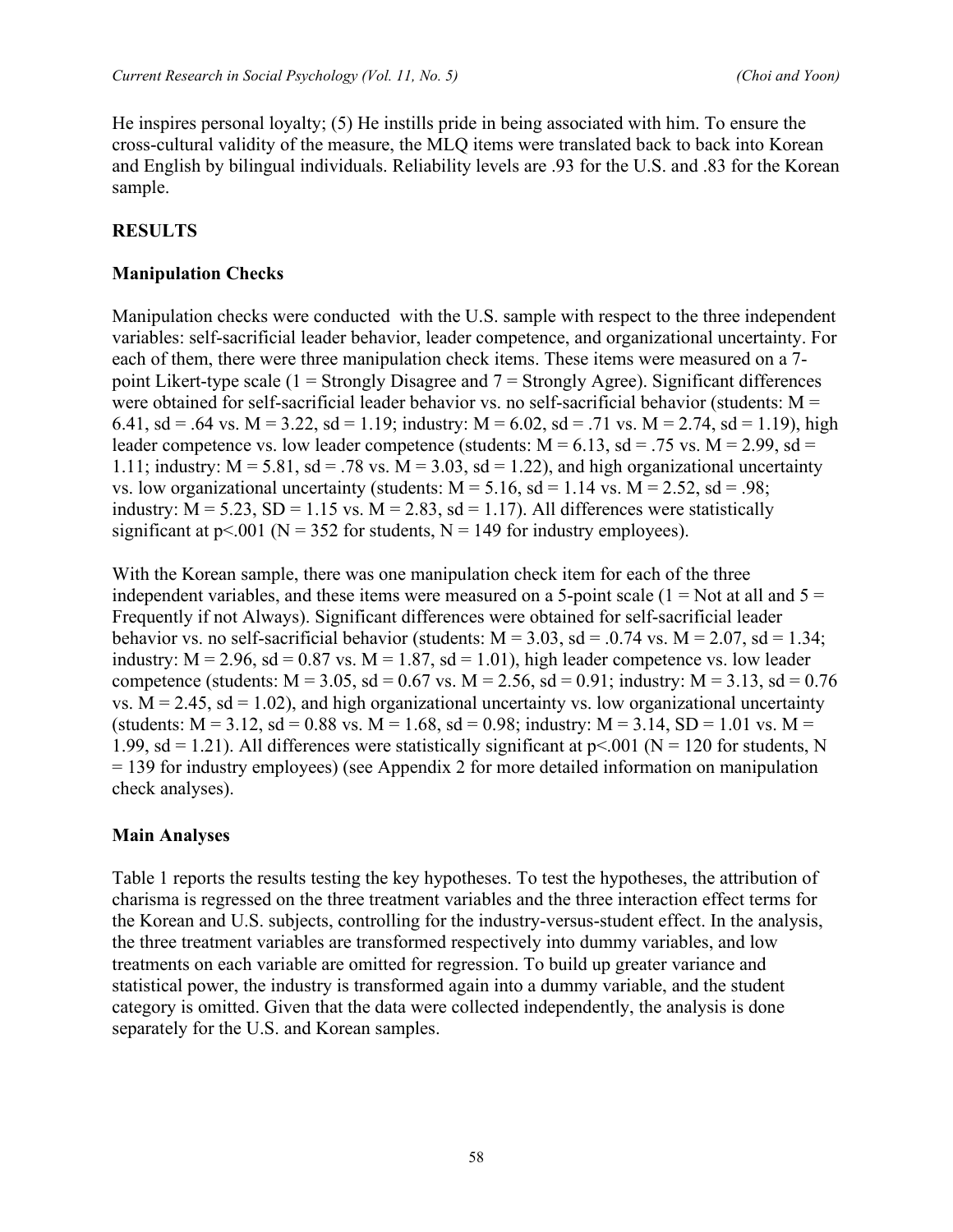He inspires personal loyalty; (5) He instills pride in being associated with him. To ensure the cross-cultural validity of the measure, the MLQ items were translated back to back into Korean and English by bilingual individuals. Reliability levels are .93 for the U.S. and .83 for the Korean sample.

## RESULTS

### Manipulation Checks

Manipulation checks were conducted with the U.S. sample with respect to the three independent variables: self-sacrificial leader behavior, leader competence, and organizational uncertainty. For each of them, there were three manipulation check items. These items were measured on a 7-point Likert-type scale (1 = Strongly Disagree and 7 = Strongly Agree). Significant differences were obtained for self-sacrificial leader behavior vs. no self-sacrificial behavior (students: M = 6.41, sd = .64 vs. M = 3.22, sd = 1.19; industry: M = 6.02, sd = .71 vs. M = 2.74, sd = 1.19), high leader competence vs. low leader competence (students: M = 6.13, sd = .75 vs. M = 2.99, sd = 1.11; industry: M = 5.81, sd = .78 vs. M = 3.03, sd = 1.22), and high organizational uncertainty vs. low organizational uncertainty (students: M = 5.16, sd = 1.14 vs. M = 2.52, sd = .98; industry: M = 5.23, SD = 1.15 vs. M = 2.83, sd = 1.17). All differences were statistically significant at $p<.001$ (N = 352 for students, N = 149 for industry employees).

With the Korean sample, there was one manipulation check item for each of the three independent variables, and these items were measured on a 5-point scale (1 = Not at all and 5 = Frequently if not Always). Significant differences were obtained for self-sacrificial leader behavior vs. no self-sacrificial behavior (students: M = 3.03, sd = .0.74 vs. M = 2.07, sd = 1.34; industry: M = 2.96, sd = 0.87 vs. M = 1.87, sd = 1.01), high leader competence vs. low leader competence (students: M = 3.05, sd = 0.67 vs. M = 2.56, sd = 0.91; industry: M = 3.13, sd = 0.76 vs. M = 2.45, sd = 1.02), and high organizational uncertainty vs. low organizational uncertainty (students: M = 3.12, sd = 0.88 vs. M = 1.68, sd = 0.98; industry: M = 3.14, SD = 1.01 vs. M = 1.99, sd = 1.21). All differences were statistically significant at $p<.001$ (N = 120 for students, N = 139 for industry employees) (see Appendix 2 for more detailed information on manipulation check analyses).

### Main Analyses

Table 1 reports the results testing the key hypotheses. To test the hypotheses, the attribution of charisma is regressed on the three treatment variables and the three interaction effect terms for the Korean and U.S. subjects, controlling for the industry-versus-student effect. In the analysis, the three treatment variables are transformed respectively into dummy variables, and low treatments on each variable are omitted for regression. To build up greater variance and statistical power, the industry is transformed again into a dummy variable, and the student category is omitted. Given that the data were collected independently, the analysis is done separately for the U.S. and Korean samples.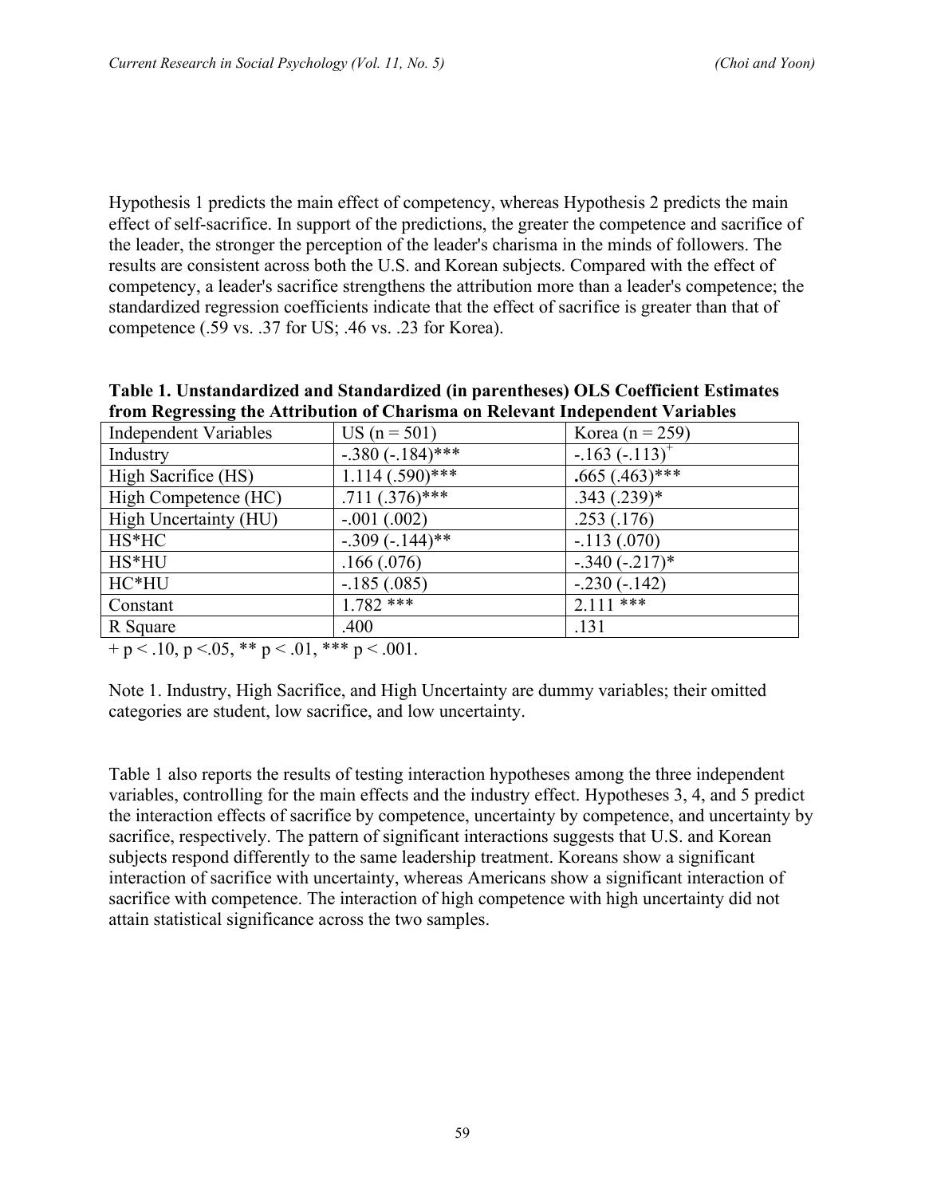Hypothesis 1 predicts the main effect of competency, whereas Hypothesis 2 predicts the main effect of self-sacrifice. In support of the predictions, the greater the competence and sacrifice of the leader, the stronger the perception of the leader's charisma in the minds of followers. The results are consistent across both the U.S. and Korean subjects. Compared with the effect of competency, a leader's sacrifice strengthens the attribution more than a leader's competence; the standardized regression coefficients indicate that the effect of sacrifice is greater than that of competence (.59 vs. .37 for US; .46 vs. .23 for Korea).

**Table 1. Unstandardized and Standardized (in parentheses) OLS Coefficient Estimates from Regressing the Attribution of Charisma on Relevant Independent Variables**

| Independent Variables | US (n = 501) | Korea (n = 259) |
|---|---|---|
| Industry | -.380 (-.184)*** | -.163 (-.113)+ |
| High Sacrifice (HS) | 1.114 (.590)*** | **.**665 (.463)*** |
| High Competence (HC) | .711 (.376)*** | .343 (.239)* |
| High Uncertainty (HU) | -.001 (.002) | .253 (.176) |
| HS*HC | -.309 (-.144)** | -.113 (.070) |
| HS*HU | .166 (.076) | -.340 (-.217)* |
| HC*HU | -.185 (.085) | -.230 (-.142) |
| Constant | 1.782 *** | 2.111 *** |
| R Square | .400 | .131 |

+ p < .10, p <.05, ** p < .01, *** p < .001.

Note 1. Industry, High Sacrifice, and High Uncertainty are dummy variables; their omitted categories are student, low sacrifice, and low uncertainty.

Table 1 also reports the results of testing interaction hypotheses among the three independent variables, controlling for the main effects and the industry effect. Hypotheses 3, 4, and 5 predict the interaction effects of sacrifice by competence, uncertainty by competence, and uncertainty by sacrifice, respectively. The pattern of significant interactions suggests that U.S. and Korean subjects respond differently to the same leadership treatment. Koreans show a significant interaction of sacrifice with uncertainty, whereas Americans show a significant interaction of sacrifice with competence. The interaction of high competence with high uncertainty did not attain statistical significance across the two samples.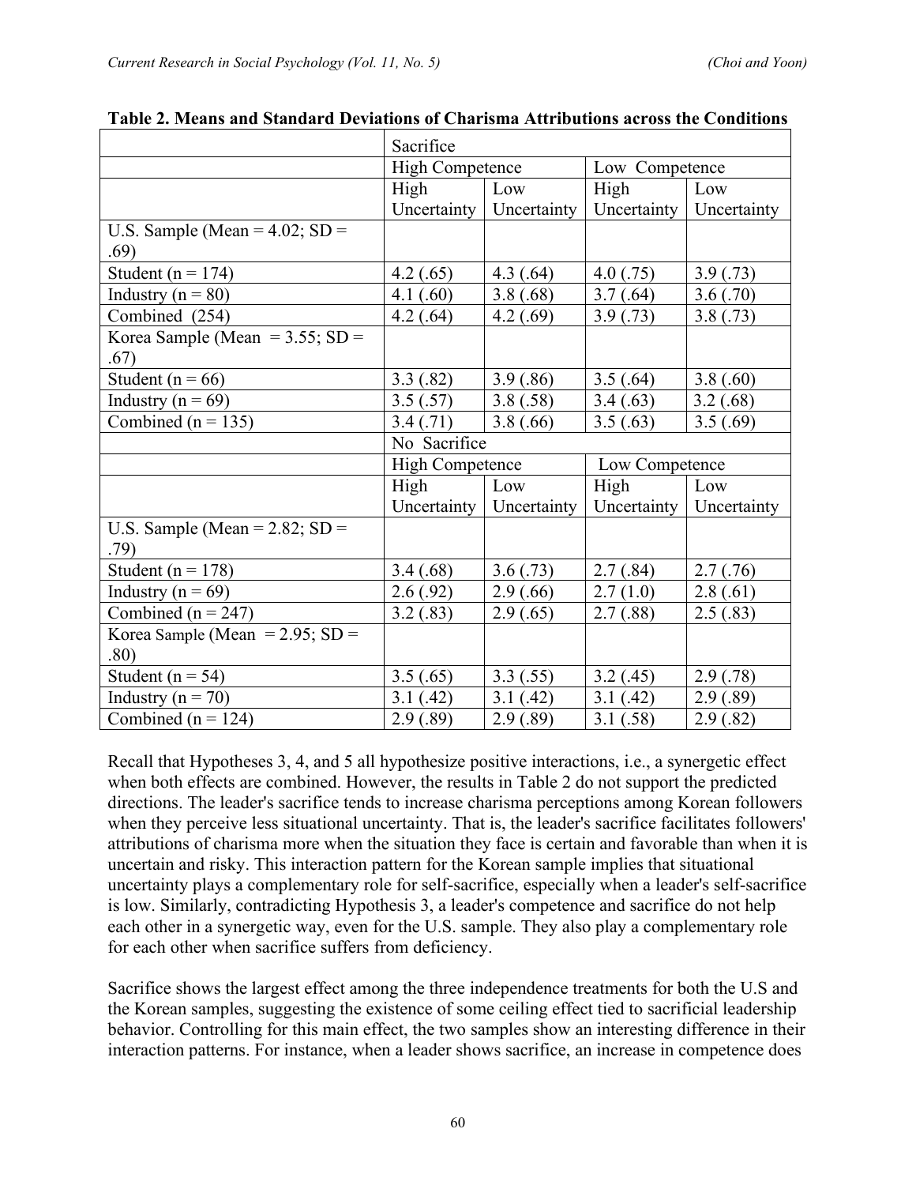**Table 2. Means and Standard Deviations of Charisma Attributions across the Conditions**

| | Sacrifice | | | |
|---|---|---|---|---|
| | High Competence | | Low Competence | |
| | High Uncertainty | Low Uncertainty | High Uncertainty | Low Uncertainty |
| U.S. Sample (Mean = 4.02; SD = .69) | | | | |
| Student (n = 174) | 4.2 (.65) | 4.3 (.64) | 4.0 (.75) | 3.9 (.73) |
| Industry (n = 80) | 4.1 (.60) | 3.8 (.68) | 3.7 (.64) | 3.6 (.70) |
| Combined (254) | 4.2 (.64) | 4.2 (.69) | 3.9 (.73) | 3.8 (.73) |
| Korea Sample (Mean = 3.55; SD = .67) | | | | |
| Student (n = 66) | 3.3 (.82) | 3.9 (.86) | 3.5 (.64) | 3.8 (.60) |
| Industry (n = 69) | 3.5 (.57) | 3.8 (.58) | 3.4 (.63) | 3.2 (.68) |
| Combined (n = 135) | 3.4 (.71) | 3.8 (.66) | 3.5 (.63) | 3.5 (.69) |
| | No Sacrifice | | | |
| | High Competence | | Low Competence | |
| | High Uncertainty | Low Uncertainty | High Uncertainty | Low Uncertainty |
| U.S. Sample (Mean = 2.82; SD = .79) | | | | |
| Student (n = 178) | 3.4 (.68) | 3.6 (.73) | 2.7 (.84) | 2.7 (.76) |
| Industry (n = 69) | 2.6 (.92) | 2.9 (.66) | 2.7 (1.0) | 2.8 (.61) |
| Combined (n = 247) | 3.2 (.83) | 2.9 (.65) | 2.7 (.88) | 2.5 (.83) |
| Korea Sample (Mean = 2.95; SD = .80) | | | | |
| Student (n = 54) | 3.5 (.65) | 3.3 (.55) | 3.2 (.45) | 2.9 (.78) |
| Industry (n = 70) | 3.1 (.42) | 3.1 (.42) | 3.1 (.42) | 2.9 (.89) |
| Combined (n = 124) | 2.9 (.89) | 2.9 (.89) | 3.1 (.58) | 2.9 (.82) |

Recall that Hypotheses 3, 4, and 5 all hypothesize positive interactions, i.e., a synergetic effect when both effects are combined. However, the results in Table 2 do not support the predicted directions. The leader's sacrifice tends to increase charisma perceptions among Korean followers when they perceive less situational uncertainty. That is, the leader's sacrifice facilitates followers' attributions of charisma more when the situation they face is certain and favorable than when it is uncertain and risky. This interaction pattern for the Korean sample implies that situational uncertainty plays a complementary role for self-sacrifice, especially when a leader's self-sacrifice is low. Similarly, contradicting Hypothesis 3, a leader's competence and sacrifice do not help each other in a synergetic way, even for the U.S. sample. They also play a complementary role for each other when sacrifice suffers from deficiency.

Sacrifice shows the largest effect among the three independence treatments for both the U.S and the Korean samples, suggesting the existence of some ceiling effect tied to sacrificial leadership behavior. Controlling for this main effect, the two samples show an interesting difference in their interaction patterns. For instance, when a leader shows sacrifice, an increase in competence does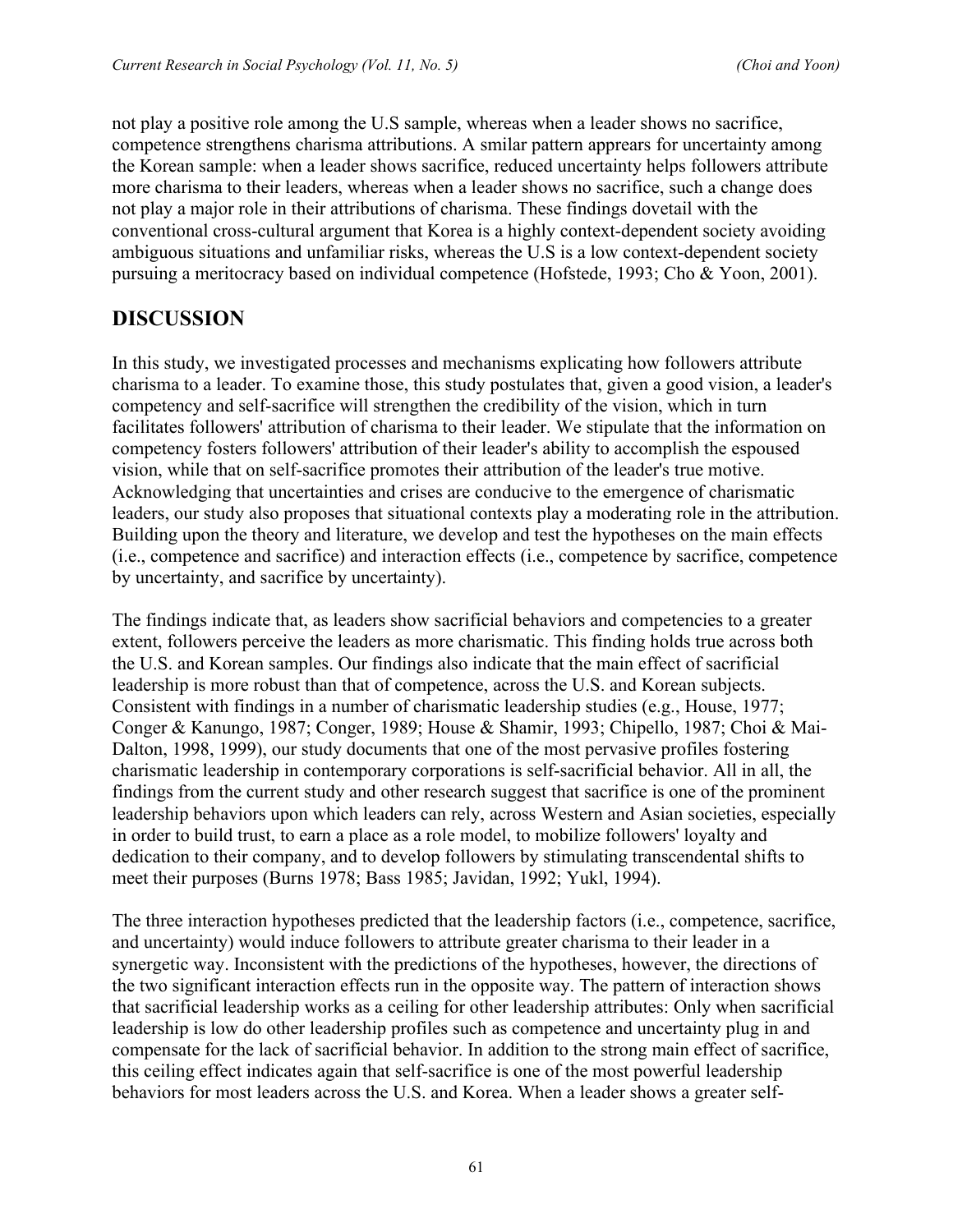not play a positive role among the U.S sample, whereas when a leader shows no sacrifice, competence strengthens charisma attributions. A smilar pattern apprears for uncertainty among the Korean sample: when a leader shows sacrifice, reduced uncertainty helps followers attribute more charisma to their leaders, whereas when a leader shows no sacrifice, such a change does not play a major role in their attributions of charisma. These findings dovetail with the conventional cross-cultural argument that Korea is a highly context-dependent society avoiding ambiguous situations and unfamiliar risks, whereas the U.S is a low context-dependent society pursuing a meritocracy based on individual competence (Hofstede, 1993; Cho & Yoon, 2001).

## DISCUSSION

In this study, we investigated processes and mechanisms explicating how followers attribute charisma to a leader. To examine those, this study postulates that, given a good vision, a leader's competency and self-sacrifice will strengthen the credibility of the vision, which in turn facilitates followers' attribution of charisma to their leader. We stipulate that the information on competency fosters followers' attribution of their leader's ability to accomplish the espoused vision, while that on self-sacrifice promotes their attribution of the leader's true motive. Acknowledging that uncertainties and crises are conducive to the emergence of charismatic leaders, our study also proposes that situational contexts play a moderating role in the attribution. Building upon the theory and literature, we develop and test the hypotheses on the main effects (i.e., competence and sacrifice) and interaction effects (i.e., competence by sacrifice, competence by uncertainty, and sacrifice by uncertainty).

The findings indicate that, as leaders show sacrificial behaviors and competencies to a greater extent, followers perceive the leaders as more charismatic. This finding holds true across both the U.S. and Korean samples. Our findings also indicate that the main effect of sacrificial leadership is more robust than that of competence, across the U.S. and Korean subjects. Consistent with findings in a number of charismatic leadership studies (e.g., House, 1977; Conger & Kanungo, 1987; Conger, 1989; House & Shamir, 1993; Chipello, 1987; Choi & Mai-Dalton, 1998, 1999), our study documents that one of the most pervasive profiles fostering charismatic leadership in contemporary corporations is self-sacrificial behavior. All in all, the findings from the current study and other research suggest that sacrifice is one of the prominent leadership behaviors upon which leaders can rely, across Western and Asian societies, especially in order to build trust, to earn a place as a role model, to mobilize followers' loyalty and dedication to their company, and to develop followers by stimulating transcendental shifts to meet their purposes (Burns 1978; Bass 1985; Javidan, 1992; Yukl, 1994).

The three interaction hypotheses predicted that the leadership factors (i.e., competence, sacrifice, and uncertainty) would induce followers to attribute greater charisma to their leader in a synergetic way. Inconsistent with the predictions of the hypotheses, however, the directions of the two significant interaction effects run in the opposite way. The pattern of interaction shows that sacrificial leadership works as a ceiling for other leadership attributes: Only when sacrificial leadership is low do other leadership profiles such as competence and uncertainty plug in and compensate for the lack of sacrificial behavior. In addition to the strong main effect of sacrifice, this ceiling effect indicates again that self-sacrifice is one of the most powerful leadership behaviors for most leaders across the U.S. and Korea. When a leader shows a greater self-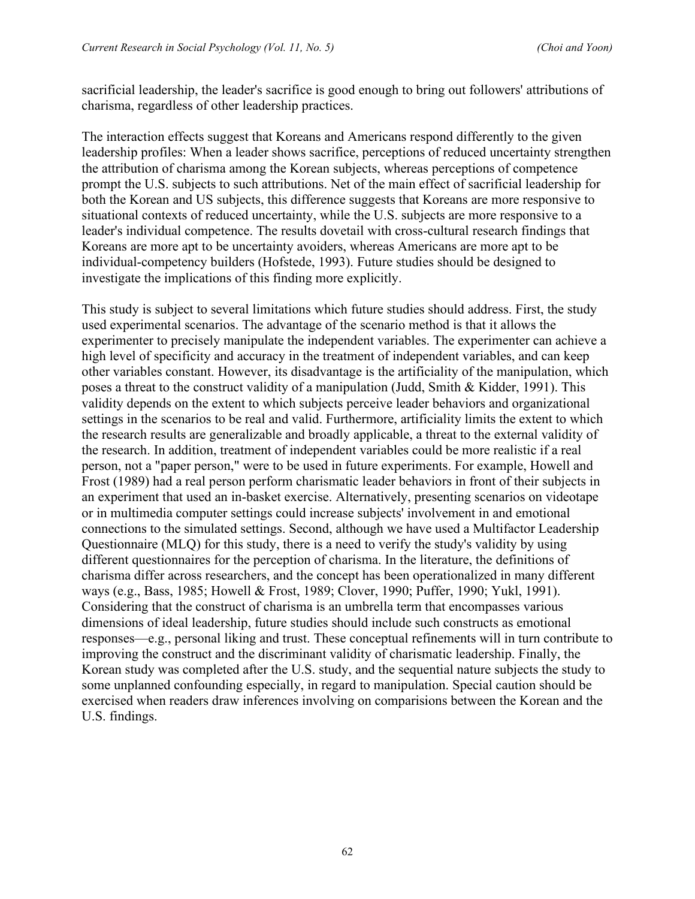sacrificial leadership, the leader's sacrifice is good enough to bring out followers' attributions of charisma, regardless of other leadership practices.

The interaction effects suggest that Koreans and Americans respond differently to the given leadership profiles: When a leader shows sacrifice, perceptions of reduced uncertainty strengthen the attribution of charisma among the Korean subjects, whereas perceptions of competence prompt the U.S. subjects to such attributions. Net of the main effect of sacrificial leadership for both the Korean and US subjects, this difference suggests that Koreans are more responsive to situational contexts of reduced uncertainty, while the U.S. subjects are more responsive to a leader's individual competence. The results dovetail with cross-cultural research findings that Koreans are more apt to be uncertainty avoiders, whereas Americans are more apt to be individual-competency builders (Hofstede, 1993). Future studies should be designed to investigate the implications of this finding more explicitly.

This study is subject to several limitations which future studies should address. First, the study used experimental scenarios. The advantage of the scenario method is that it allows the experimenter to precisely manipulate the independent variables. The experimenter can achieve a high level of specificity and accuracy in the treatment of independent variables, and can keep other variables constant. However, its disadvantage is the artificiality of the manipulation, which poses a threat to the construct validity of a manipulation (Judd, Smith & Kidder, 1991). This validity depends on the extent to which subjects perceive leader behaviors and organizational settings in the scenarios to be real and valid. Furthermore, artificiality limits the extent to which the research results are generalizable and broadly applicable, a threat to the external validity of the research. In addition, treatment of independent variables could be more realistic if a real person, not a "paper person," were to be used in future experiments. For example, Howell and Frost (1989) had a real person perform charismatic leader behaviors in front of their subjects in an experiment that used an in-basket exercise. Alternatively, presenting scenarios on videotape or in multimedia computer settings could increase subjects' involvement in and emotional connections to the simulated settings. Second, although we have used a Multifactor Leadership Questionnaire (MLQ) for this study, there is a need to verify the study's validity by using different questionnaires for the perception of charisma. In the literature, the definitions of charisma differ across researchers, and the concept has been operationalized in many different ways (e.g., Bass, 1985; Howell & Frost, 1989; Clover, 1990; Puffer, 1990; Yukl, 1991). Considering that the construct of charisma is an umbrella term that encompasses various dimensions of ideal leadership, future studies should include such constructs as emotional responses—e.g., personal liking and trust. These conceptual refinements will in turn contribute to improving the construct and the discriminant validity of charismatic leadership. Finally, the Korean study was completed after the U.S. study, and the sequential nature subjects the study to some unplanned confounding especially, in regard to manipulation. Special caution should be exercised when readers draw inferences involving on comparisions between the Korean and the U.S. findings.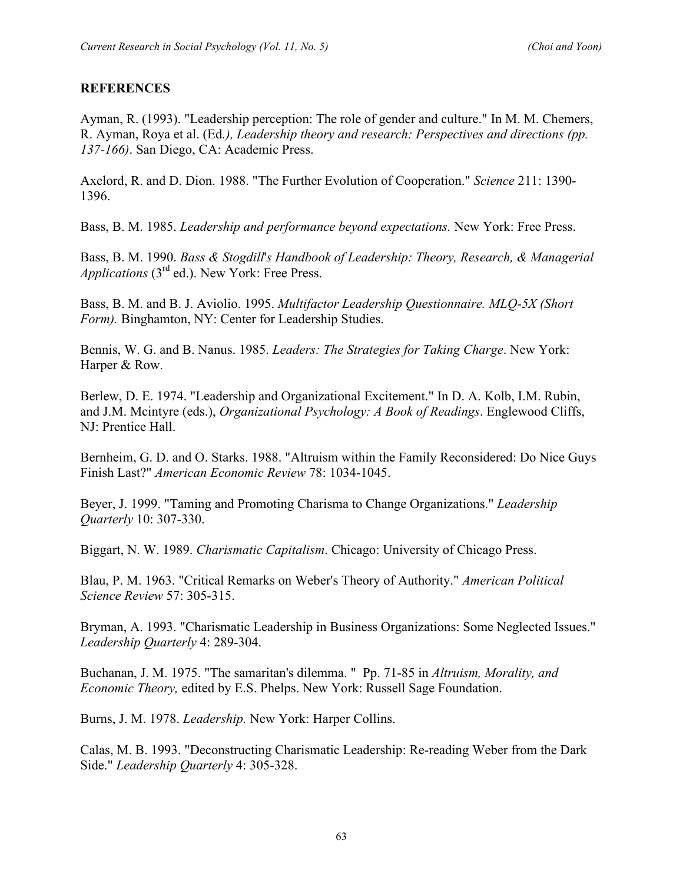## REFERENCES

Ayman, R. (1993). "Leadership perception: The role of gender and culture." In M. M. Chemers, R. Ayman, Roya et al. (Ed*.), Leadership theory and research: Perspectives and directions (pp. 137-166)*. San Diego, CA: Academic Press.

Axelord, R. and D. Dion. 1988. "The Further Evolution of Cooperation." *Science* 211: 1390-1396.

Bass, B. M. 1985. *Leadership and performance beyond expectations.* New York: Free Press.

Bass, B. M. 1990. *Bass & Stogdill's Handbook of Leadership: Theory, Research, & Managerial Applications* (3rd ed.). New York: Free Press.

Bass, B. M. and B. J. Aviolio. 1995. *Multifactor Leadership Questionnaire. MLQ-5X (Short Form).* Binghamton, NY: Center for Leadership Studies.

Bennis, W. G. and B. Nanus. 1985. *Leaders: The Strategies for Taking Charge*. New York: Harper & Row.

Berlew, D. E. 1974. "Leadership and Organizational Excitement." In D. A. Kolb, I.M. Rubin, and J.M. Mcintyre (eds.), *Organizational Psychology: A Book of Readings*. Englewood Cliffs, NJ: Prentice Hall.

Bernheim, G. D. and O. Starks. 1988. "Altruism within the Family Reconsidered: Do Nice Guys Finish Last?" *American Economic Review* 78: 1034-1045.

Beyer, J. 1999. "Taming and Promoting Charisma to Change Organizations." *Leadership Quarterly* 10: 307-330.

Biggart, N. W. 1989. *Charismatic Capitalism*. Chicago: University of Chicago Press.

Blau, P. M. 1963. "Critical Remarks on Weber's Theory of Authority." *American Political Science Review* 57: 305-315.

Bryman, A. 1993. "Charismatic Leadership in Business Organizations: Some Neglected Issues." *Leadership Quarterly* 4: 289-304.

Buchanan, J. M. 1975. "The samaritan's dilemma. " Pp. 71-85 in *Altruism, Morality, and Economic Theory,* edited by E.S. Phelps. New York: Russell Sage Foundation.

Burns, J. M. 1978. *Leadership.* New York: Harper Collins.

Calas, M. B. 1993. "Deconstructing Charismatic Leadership: Re-reading Weber from the Dark Side." *Leadership Quarterly* 4: 305-328.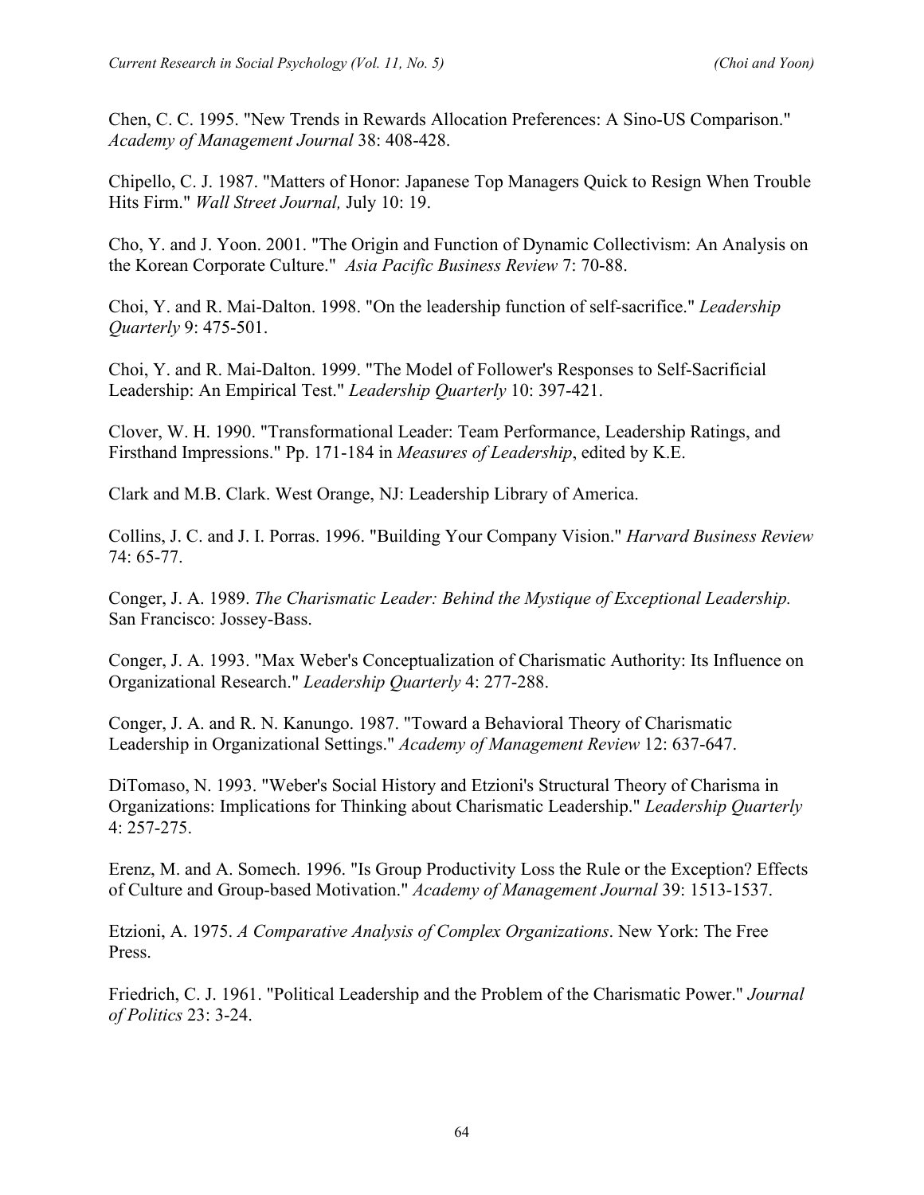Chen, C. C. 1995. "New Trends in Rewards Allocation Preferences: A Sino-US Comparison." *Academy of Management Journal* 38: 408-428.

Chipello, C. J. 1987. "Matters of Honor: Japanese Top Managers Quick to Resign When Trouble Hits Firm." *Wall Street Journal,* July 10: 19.

Cho, Y. and J. Yoon. 2001. "The Origin and Function of Dynamic Collectivism: An Analysis on the Korean Corporate Culture." *Asia Pacific Business Review* 7: 70-88.

Choi, Y. and R. Mai-Dalton. 1998. "On the leadership function of self-sacrifice." *Leadership Quarterly* 9: 475-501.

Choi, Y. and R. Mai-Dalton. 1999. "The Model of Follower's Responses to Self-Sacrificial Leadership: An Empirical Test." *Leadership Quarterly* 10: 397-421.

Clover, W. H. 1990. "Transformational Leader: Team Performance, Leadership Ratings, and Firsthand Impressions." Pp. 171-184 in *Measures of Leadership*, edited by K.E.

Clark and M.B. Clark. West Orange, NJ: Leadership Library of America.

Collins, J. C. and J. I. Porras. 1996. "Building Your Company Vision." *Harvard Business Review* 74: 65-77.

Conger, J. A. 1989. *The Charismatic Leader: Behind the Mystique of Exceptional Leadership.* San Francisco: Jossey-Bass.

Conger, J. A. 1993. "Max Weber's Conceptualization of Charismatic Authority: Its Influence on Organizational Research." *Leadership Quarterly* 4: 277-288.

Conger, J. A. and R. N. Kanungo. 1987. "Toward a Behavioral Theory of Charismatic Leadership in Organizational Settings." *Academy of Management Review* 12: 637-647.

DiTomaso, N. 1993. "Weber's Social History and Etzioni's Structural Theory of Charisma in Organizations: Implications for Thinking about Charismatic Leadership." *Leadership Quarterly* 4: 257-275.

Erenz, M. and A. Somech. 1996. "Is Group Productivity Loss the Rule or the Exception? Effects of Culture and Group-based Motivation." *Academy of Management Journal* 39: 1513-1537.

Etzioni, A. 1975. *A Comparative Analysis of Complex Organizations*. New York: The Free Press.

Friedrich, C. J. 1961. "Political Leadership and the Problem of the Charismatic Power." *Journal of Politics* 23: 3-24.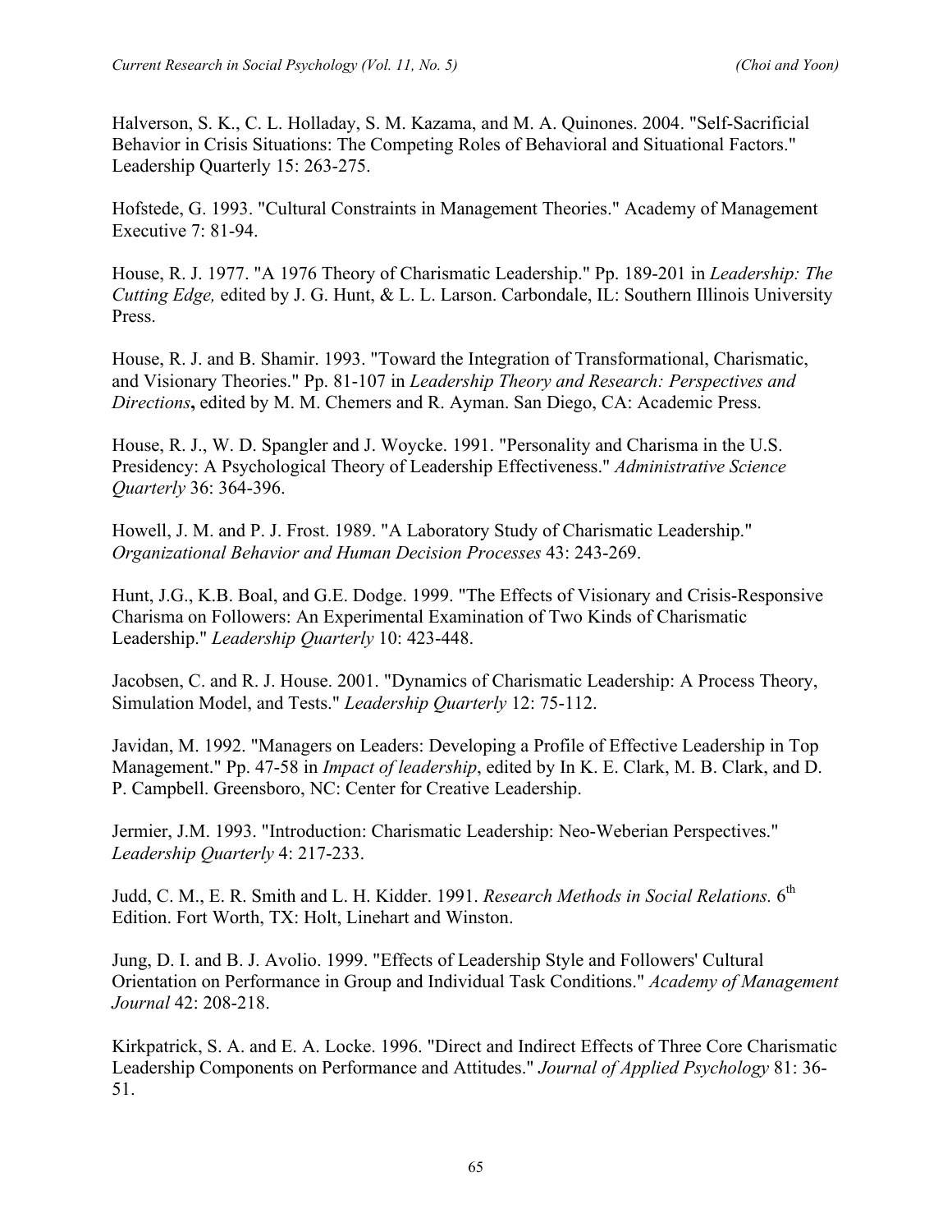Halverson, S. K., C. L. Holladay, S. M. Kazama, and M. A. Quinones. 2004. "Self-Sacrificial Behavior in Crisis Situations: The Competing Roles of Behavioral and Situational Factors." Leadership Quarterly 15: 263-275.

Hofstede, G. 1993. "Cultural Constraints in Management Theories." Academy of Management Executive 7: 81-94.

House, R. J. 1977. "A 1976 Theory of Charismatic Leadership." Pp. 189-201 in *Leadership: The Cutting Edge,* edited by J. G. Hunt, & L. L. Larson. Carbondale, IL: Southern Illinois University Press.

House, R. J. and B. Shamir. 1993. "Toward the Integration of Transformational, Charismatic, and Visionary Theories." Pp. 81-107 in *Leadership Theory and Research: Perspectives and Directions***,** edited by M. M. Chemers and R. Ayman. San Diego, CA: Academic Press.

House, R. J., W. D. Spangler and J. Woycke. 1991. "Personality and Charisma in the U.S. Presidency: A Psychological Theory of Leadership Effectiveness." *Administrative Science Quarterly* 36: 364-396.

Howell, J. M. and P. J. Frost. 1989. "A Laboratory Study of Charismatic Leadership." *Organizational Behavior and Human Decision Processes* 43: 243-269.

Hunt, J.G., K.B. Boal, and G.E. Dodge. 1999. "The Effects of Visionary and Crisis-Responsive Charisma on Followers: An Experimental Examination of Two Kinds of Charismatic Leadership." *Leadership Quarterly* 10: 423-448.

Jacobsen, C. and R. J. House. 2001. "Dynamics of Charismatic Leadership: A Process Theory, Simulation Model, and Tests." *Leadership Quarterly* 12: 75-112.

Javidan, M. 1992. "Managers on Leaders: Developing a Profile of Effective Leadership in Top Management." Pp. 47-58 in *Impact of leadership*, edited by In K. E. Clark, M. B. Clark, and D. P. Campbell. Greensboro, NC: Center for Creative Leadership.

Jermier, J.M. 1993. "Introduction: Charismatic Leadership: Neo-Weberian Perspectives." *Leadership Quarterly* 4: 217-233.

Judd, C. M., E. R. Smith and L. H. Kidder. 1991. *Research Methods in Social Relations.* 6th Edition. Fort Worth, TX: Holt, Linehart and Winston.

Jung, D. I. and B. J. Avolio. 1999. "Effects of Leadership Style and Followers' Cultural Orientation on Performance in Group and Individual Task Conditions." *Academy of Management Journal* 42: 208-218.

Kirkpatrick, S. A. and E. A. Locke. 1996. "Direct and Indirect Effects of Three Core Charismatic Leadership Components on Performance and Attitudes." *Journal of Applied Psychology* 81: 36-51.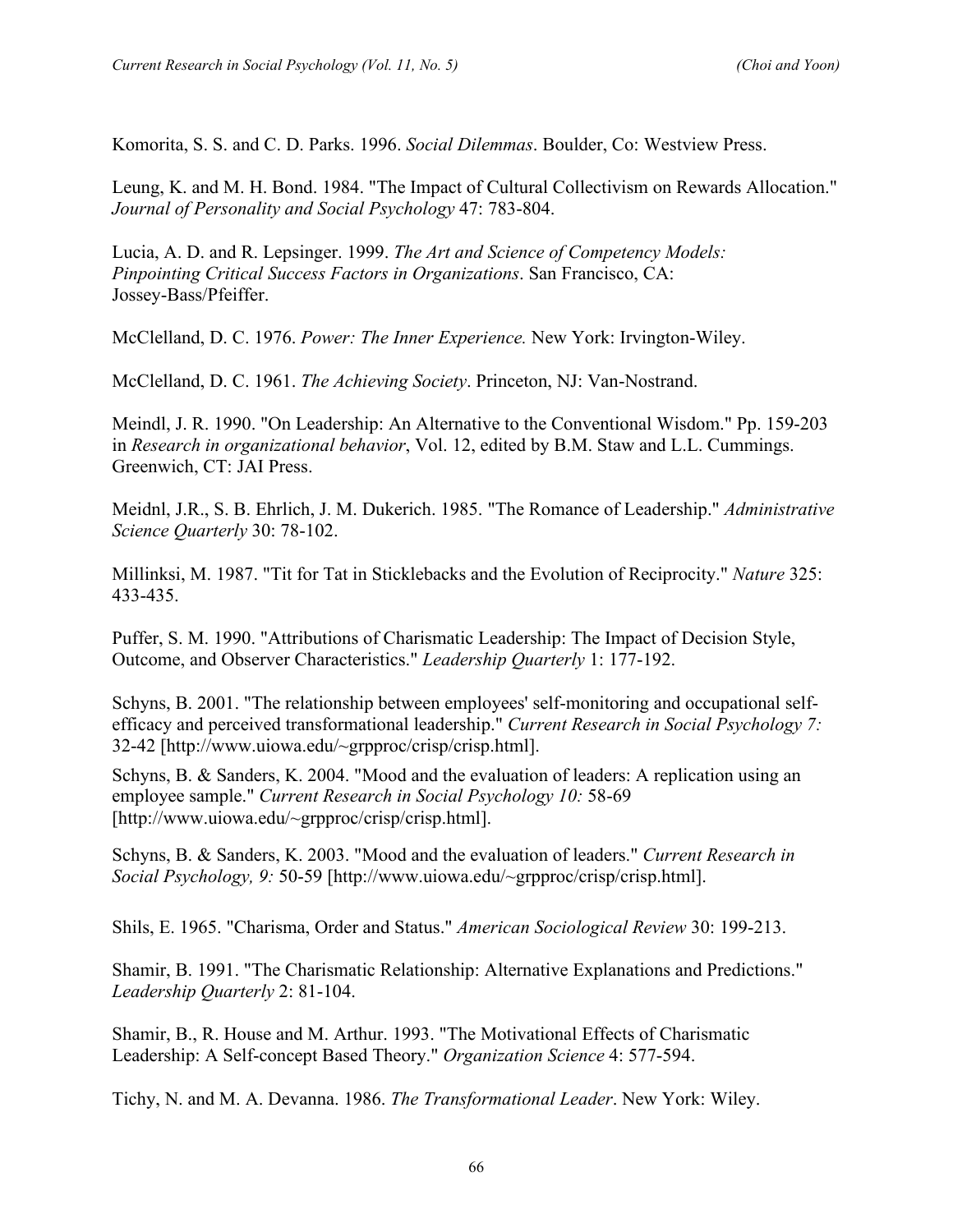Komorita, S. S. and C. D. Parks. 1996. *Social Dilemmas*. Boulder, Co: Westview Press.

Leung, K. and M. H. Bond. 1984. "The Impact of Cultural Collectivism on Rewards Allocation." *Journal of Personality and Social Psychology* 47: 783-804.

Lucia, A. D. and R. Lepsinger. 1999. *The Art and Science of Competency Models: Pinpointing Critical Success Factors in Organizations*. San Francisco, CA: Jossey-Bass/Pfeiffer.

McClelland, D. C. 1976. *Power: The Inner Experience.* New York: Irvington-Wiley.

McClelland, D. C. 1961. *The Achieving Society*. Princeton, NJ: Van-Nostrand.

Meindl, J. R. 1990. "On Leadership: An Alternative to the Conventional Wisdom." Pp. 159-203 in *Research in organizational behavior*, Vol. 12, edited by B.M. Staw and L.L. Cummings. Greenwich, CT: JAI Press.

Meidnl, J.R., S. B. Ehrlich, J. M. Dukerich. 1985. "The Romance of Leadership." *Administrative Science Quarterly* 30: 78-102.

Millinksi, M. 1987. "Tit for Tat in Sticklebacks and the Evolution of Reciprocity." *Nature* 325: 433-435.

Puffer, S. M. 1990. "Attributions of Charismatic Leadership: The Impact of Decision Style, Outcome, and Observer Characteristics." *Leadership Quarterly* 1: 177-192.

Schyns, B. 2001. "The relationship between employees' self-monitoring and occupational self-efficacy and perceived transformational leadership." *Current Research in Social Psychology 7:* 32-42 [http://www.uiowa.edu/~grpproc/crisp/crisp.html].

Schyns, B. & Sanders, K. 2004. "Mood and the evaluation of leaders: A replication using an employee sample." *Current Research in Social Psychology 10:* 58-69 [http://www.uiowa.edu/~grpproc/crisp/crisp.html].

Schyns, B. & Sanders, K. 2003. "Mood and the evaluation of leaders." *Current Research in Social Psychology, 9:* 50-59 [http://www.uiowa.edu/~grpproc/crisp/crisp.html].

Shils, E. 1965. "Charisma, Order and Status." *American Sociological Review* 30: 199-213.

Shamir, B. 1991. "The Charismatic Relationship: Alternative Explanations and Predictions." *Leadership Quarterly* 2: 81-104.

Shamir, B., R. House and M. Arthur. 1993. "The Motivational Effects of Charismatic Leadership: A Self-concept Based Theory." *Organization Science* 4: 577-594.

Tichy, N. and M. A. Devanna. 1986. *The Transformational Leader*. New York: Wiley.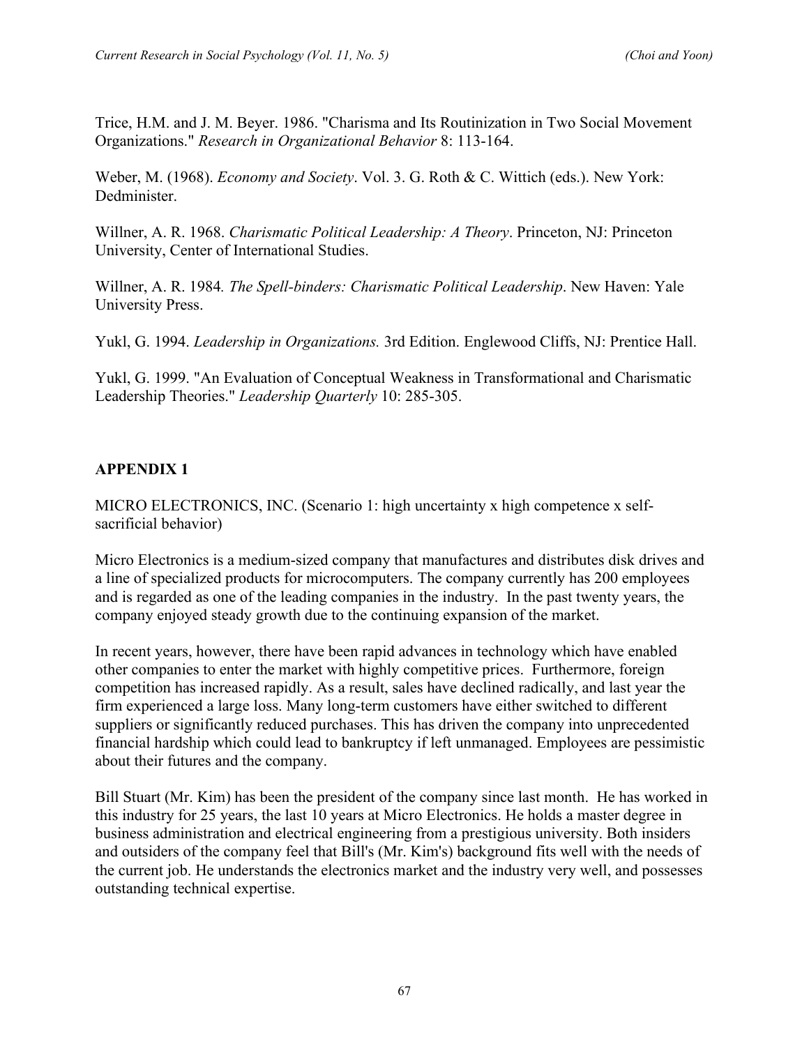Trice, H.M. and J. M. Beyer. 1986. "Charisma and Its Routinization in Two Social Movement Organizations." *Research in Organizational Behavior* 8: 113-164.

Weber, M. (1968). *Economy and Society*. Vol. 3. G. Roth & C. Wittich (eds.). New York: Dedminister.

Willner, A. R. 1968. *Charismatic Political Leadership: A Theory*. Princeton, NJ: Princeton University, Center of International Studies.

Willner, A. R. 1984. *The Spell-binders: Charismatic Political Leadership*. New Haven: Yale University Press.

Yukl, G. 1994. *Leadership in Organizations.* 3rd Edition. Englewood Cliffs, NJ: Prentice Hall.

Yukl, G. 1999. "An Evaluation of Conceptual Weakness in Transformational and Charismatic Leadership Theories." *Leadership Quarterly* 10: 285-305.

## APPENDIX 1

MICRO ELECTRONICS, INC. (Scenario 1: high uncertainty x high competence x self-sacrificial behavior)

Micro Electronics is a medium-sized company that manufactures and distributes disk drives and a line of specialized products for microcomputers. The company currently has 200 employees and is regarded as one of the leading companies in the industry. In the past twenty years, the company enjoyed steady growth due to the continuing expansion of the market.

In recent years, however, there have been rapid advances in technology which have enabled other companies to enter the market with highly competitive prices. Furthermore, foreign competition has increased rapidly. As a result, sales have declined radically, and last year the firm experienced a large loss. Many long-term customers have either switched to different suppliers or significantly reduced purchases. This has driven the company into unprecedented financial hardship which could lead to bankruptcy if left unmanaged. Employees are pessimistic about their futures and the company.

Bill Stuart (Mr. Kim) has been the president of the company since last month. He has worked in this industry for 25 years, the last 10 years at Micro Electronics. He holds a master degree in business administration and electrical engineering from a prestigious university. Both insiders and outsiders of the company feel that Bill's (Mr. Kim's) background fits well with the needs of the current job. He understands the electronics market and the industry very well, and possesses outstanding technical expertise.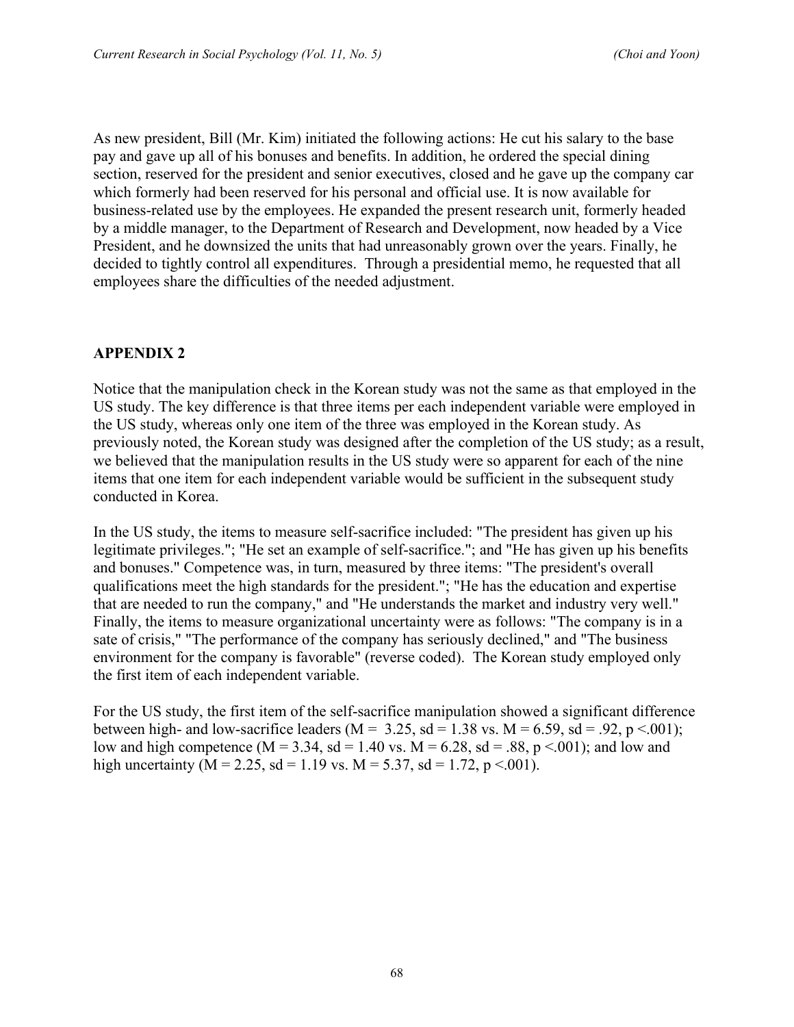As new president, Bill (Mr. Kim) initiated the following actions: He cut his salary to the base pay and gave up all of his bonuses and benefits. In addition, he ordered the special dining section, reserved for the president and senior executives, closed and he gave up the company car which formerly had been reserved for his personal and official use. It is now available for business-related use by the employees. He expanded the present research unit, formerly headed by a middle manager, to the Department of Research and Development, now headed by a Vice President, and he downsized the units that had unreasonably grown over the years. Finally, he decided to tightly control all expenditures. Through a presidential memo, he requested that all employees share the difficulties of the needed adjustment.

## APPENDIX 2

Notice that the manipulation check in the Korean study was not the same as that employed in the US study. The key difference is that three items per each independent variable were employed in the US study, whereas only one item of the three was employed in the Korean study. As previously noted, the Korean study was designed after the completion of the US study; as a result, we believed that the manipulation results in the US study were so apparent for each of the nine items that one item for each independent variable would be sufficient in the subsequent study conducted in Korea.

In the US study, the items to measure self-sacrifice included: "The president has given up his legitimate privileges."; "He set an example of self-sacrifice."; and "He has given up his benefits and bonuses." Competence was, in turn, measured by three items: "The president's overall qualifications meet the high standards for the president."; "He has the education and expertise that are needed to run the company," and "He understands the market and industry very well." Finally, the items to measure organizational uncertainty were as follows: "The company is in a sate of crisis," "The performance of the company has seriously declined," and "The business environment for the company is favorable" (reverse coded). The Korean study employed only the first item of each independent variable.

For the US study, the first item of the self-sacrifice manipulation showed a significant difference between high- and low-sacrifice leaders ($M = 3.25$, $sd = 1.38$ vs. $M = 6.59$, $sd = .92$, $p < .001$); low and high competence ($M = 3.34$, $sd = 1.40$ vs. $M = 6.28$, $sd = .88$, $p < .001$); and low and high uncertainty ($M = 2.25$, $sd = 1.19$ vs. $M = 5.37$, $sd = 1.72$, $p < .001$).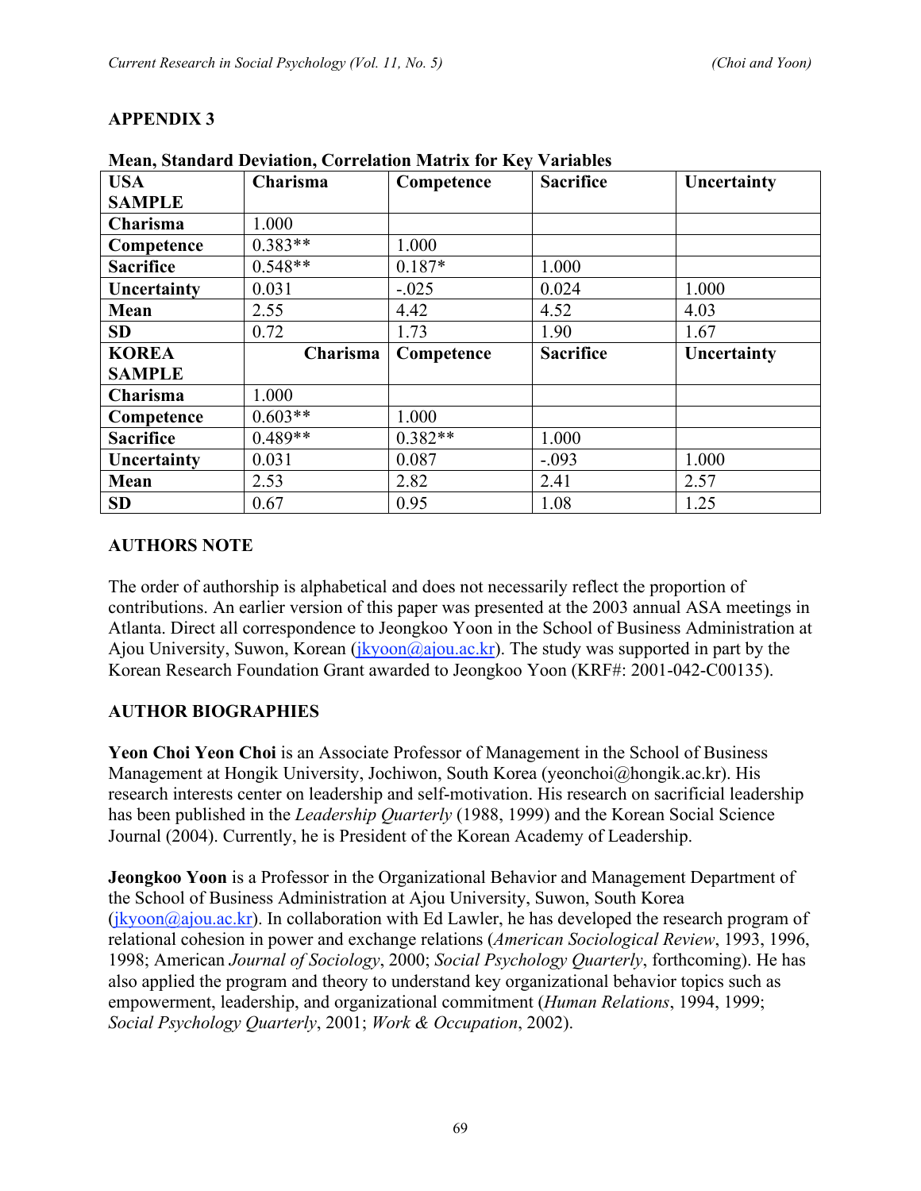## APPENDIX 3

**Mean, Standard Deviation, Correlation Matrix for Key Variables**

| **USA SAMPLE** | **Charisma** | **Competence** | **Sacrifice** | **Uncertainty** |
|---|---|---|---|---|
| **Charisma** | 1.000 | | | |
| **Competence** | 0.383** | 1.000 | | |
| **Sacrifice** | 0.548** | 0.187* | 1.000 | |
| **Uncertainty** | 0.031 | -.025 | 0.024 | 1.000 |
| **Mean** | 2.55 | 4.42 | 4.52 | 4.03 |
| **SD** | 0.72 | 1.73 | 1.90 | 1.67 |
| **KOREA SAMPLE** | **Charisma** | **Competence** | **Sacrifice** | **Uncertainty** |
| **Charisma** | 1.000 | | | |
| **Competence** | 0.603** | 1.000 | | |
| **Sacrifice** | 0.489** | 0.382** | 1.000 | |
| **Uncertainty** | 0.031 | 0.087 | -.093 | 1.000 |
| **Mean** | 2.53 | 2.82 | 2.41 | 2.57 |
| **SD** | 0.67 | 0.95 | 1.08 | 1.25 |

## AUTHORS NOTE

The order of authorship is alphabetical and does not necessarily reflect the proportion of contributions. An earlier version of this paper was presented at the 2003 annual ASA meetings in Atlanta. Direct all correspondence to Jeongkoo Yoon in the School of Business Administration at Ajou University, Suwon, Korean (jkyoon@ajou.ac.kr). The study was supported in part by the Korean Research Foundation Grant awarded to Jeongkoo Yoon (KRF#: 2001-042-C00135).

## AUTHOR BIOGRAPHIES

**Yeon Choi Yeon Choi** is an Associate Professor of Management in the School of Business Management at Hongik University, Jochiwon, South Korea (yeonchoi@hongik.ac.kr). His research interests center on leadership and self-motivation. His research on sacrificial leadership has been published in the *Leadership Quarterly* (1988, 1999) and the Korean Social Science Journal (2004). Currently, he is President of the Korean Academy of Leadership.

**Jeongkoo Yoon** is a Professor in the Organizational Behavior and Management Department of the School of Business Administration at Ajou University, Suwon, South Korea (jkyoon@ajou.ac.kr). In collaboration with Ed Lawler, he has developed the research program of relational cohesion in power and exchange relations (*American Sociological Review*, 1993, 1996, 1998; American *Journal of Sociology*, 2000; *Social Psychology Quarterly*, forthcoming). He has also applied the program and theory to understand key organizational behavior topics such as empowerment, leadership, and organizational commitment (*Human Relations*, 1994, 1999; *Social Psychology Quarterly*, 2001; *Work & Occupation*, 2002).